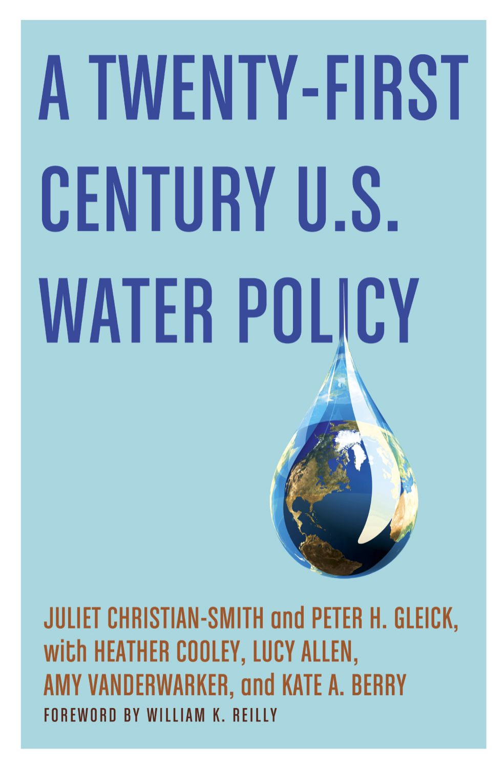# A TWENTY-FIRST CENTURY U.S. WATER POLICY

JULIET CHRISTIAN-SMITH and PETER H. GLEICK, with HEATHER COOLEY, LUCY ALLEN, AMY VANDERWARKER, and KATE A. BERRY

FOREWORD BY WILLIAM K. REILLY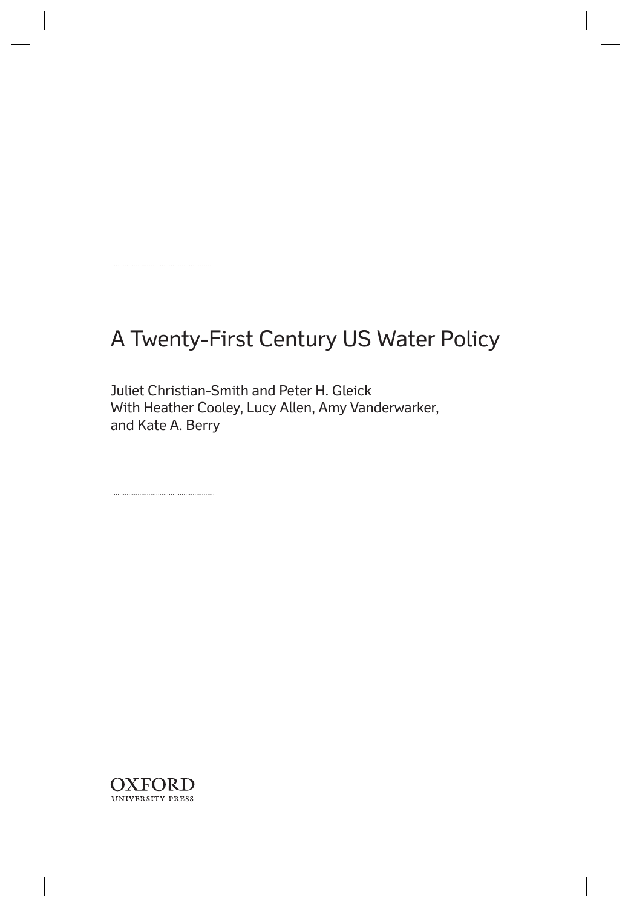# A Twenty-First Century US Water Policy

Juliet Christian-Smith and Peter H. Gleick
With Heather Cooley, Lucy Allen, Amy Vanderwarker, and Kate A. Berry

OXFORD
UNIVERSITY PRESS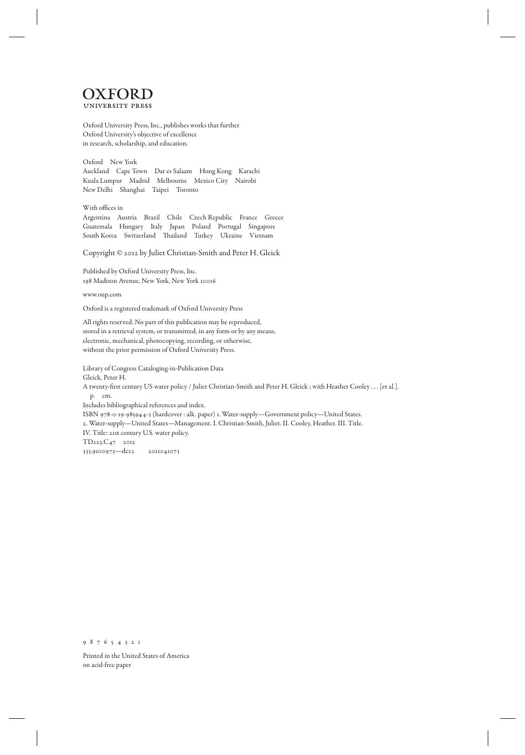# OXFORD
UNIVERSITY PRESS

Oxford University Press, Inc., publishes works that further
Oxford University's objective of excellence
in research, scholarship, and education.

Oxford New York
Auckland Cape Town Dar es Salaam Hong Kong Karachi
Kuala Lumpur Madrid Melbourne Mexico City Nairobi
New Delhi Shanghai Taipei Toronto

With offices in
Argentina Austria Brazil Chile Czech Republic France Greece
Guatemala Hungary Italy Japan Poland Portugal Singapore
South Korea Switzerland Thailand Turkey Ukraine Vietnam

Copyright © 2012 by Juliet Christian-Smith and Peter H. Gleick

Published by Oxford University Press, Inc.
198 Madison Avenue, New York, New York 10016

www.oup.com

Oxford is a registered trademark of Oxford University Press

All rights reserved. No part of this publication may be reproduced,
stored in a retrieval system, or transmitted, in any form or by any means,
electronic, mechanical, photocopying, recording, or otherwise,
without the prior permission of Oxford University Press.

Library of Congress Cataloging-in-Publication Data
Gleick, Peter H.
A twenty-first century US water policy / Juliet Christian-Smith and Peter H. Gleick ; with Heather Cooley . . . [et al.].
p. cm.
Includes bibliographical references and index.
ISBN 978-0-19-985944-3 (hardcover : alk. paper) 1. Water-supply—Government policy—United States.
2. Water-supply—United States—Management. I. Christian-Smith, Juliet. II. Cooley, Heather. III. Title.
IV. Title: 21st century U.S. water policy.
TD223.C47 2012
333.9100973—dc23 2011041073

9 8 7 6 5 4 3 2 1

Printed in the United States of America
on acid-free paper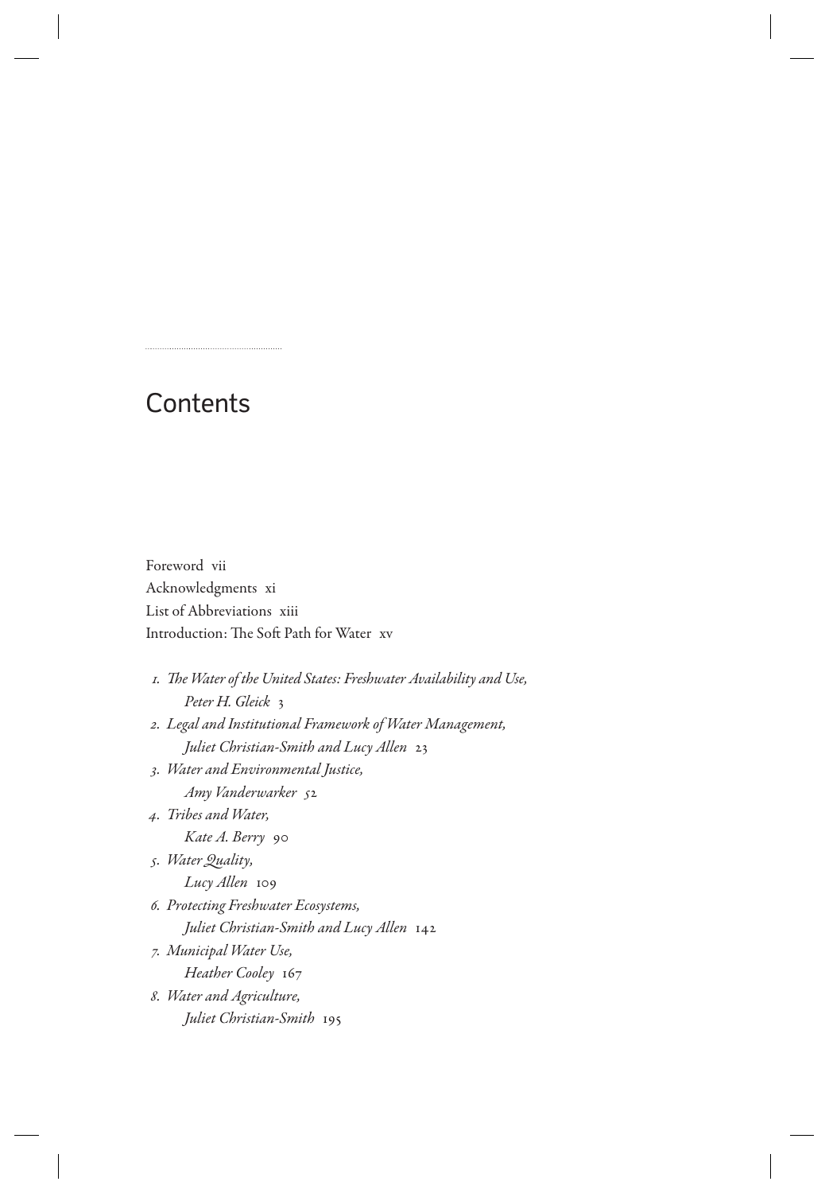# Contents

Foreword vii
Acknowledgments xi
List of Abbreviations xiii
Introduction: The Soft Path for Water xv

1. *The Water of the United States: Freshwater Availability and Use, Peter H. Gleick* 3
2. *Legal and Institutional Framework of Water Management, Juliet Christian-Smith and Lucy Allen* 23
3. *Water and Environmental Justice, Amy Vanderwarker* 52
4. *Tribes and Water, Kate A. Berry* 90
5. *Water Quality, Lucy Allen* 109
6. *Protecting Freshwater Ecosystems, Juliet Christian-Smith and Lucy Allen* 142
7. *Municipal Water Use, Heather Cooley* 167
8. *Water and Agriculture, Juliet Christian-Smith* 195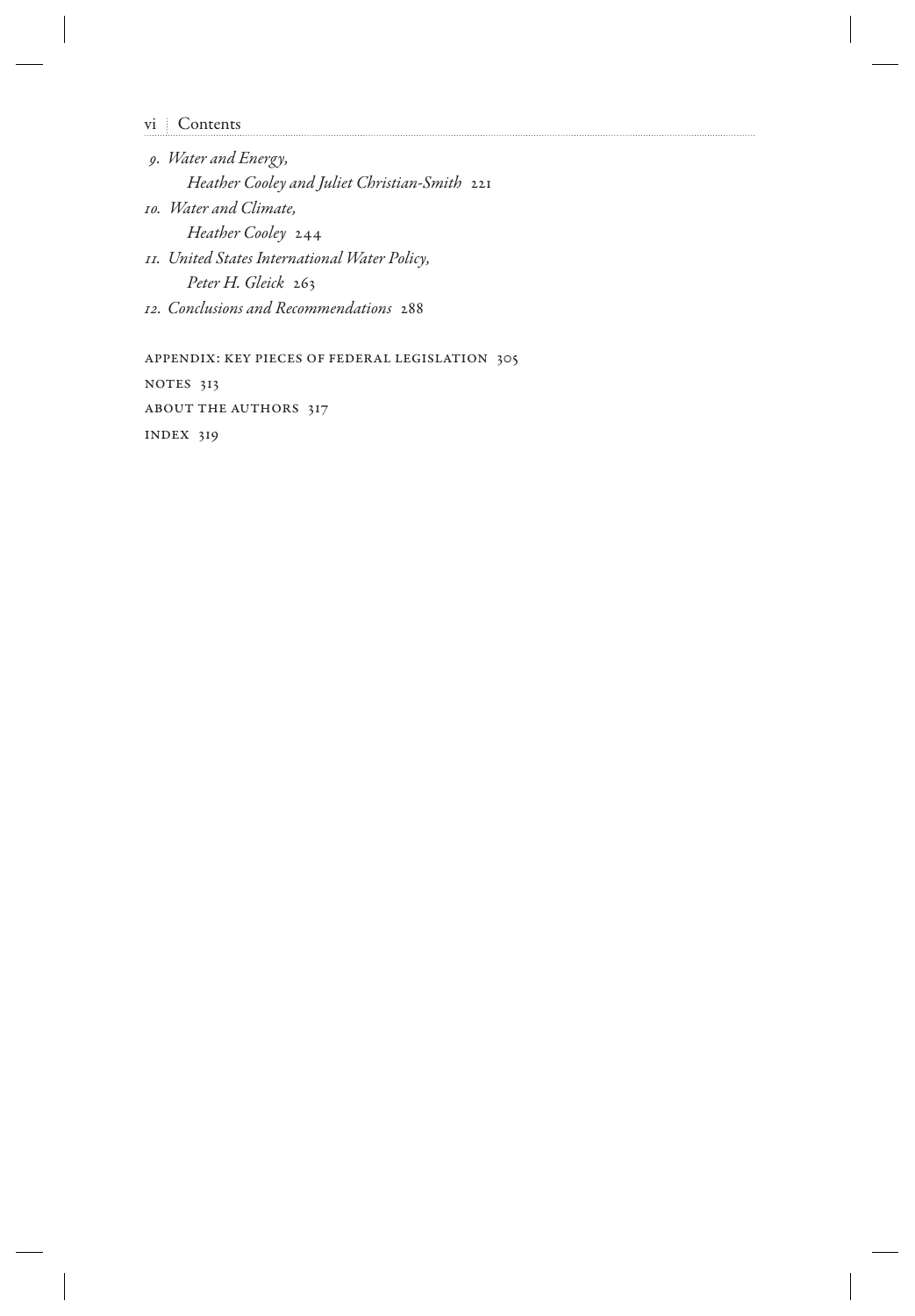*9. Water and Energy,*
*Heather Cooley and Juliet Christian-Smith* 221

*10. Water and Climate,*
*Heather Cooley* 244

*11. United States International Water Policy,*
*Peter H. Gleick* 263

*12. Conclusions and Recommendations* 288

APPENDIX: KEY PIECES OF FEDERAL LEGISLATION 305

NOTES 313

ABOUT THE AUTHORS 317

INDEX 319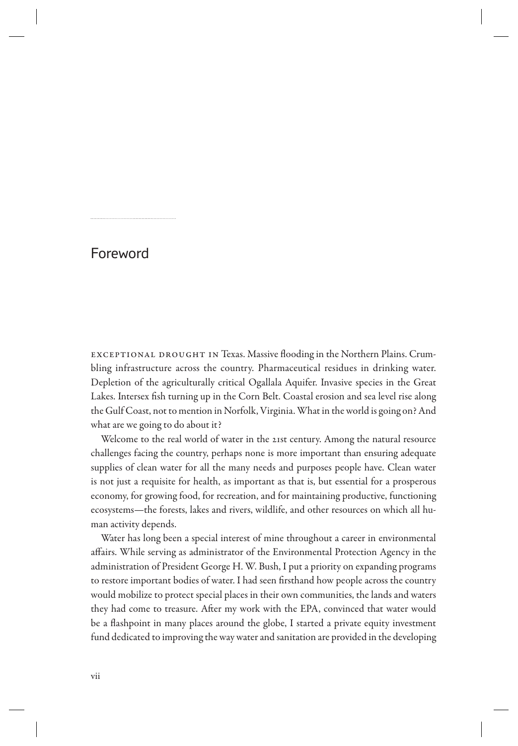# Foreword

EXCEPTIONAL DROUGHT IN Texas. Massive flooding in the Northern Plains. Crumbling infrastructure across the country. Pharmaceutical residues in drinking water. Depletion of the agriculturally critical Ogallala Aquifer. Invasive species in the Great Lakes. Intersex fish turning up in the Corn Belt. Coastal erosion and sea level rise along the Gulf Coast, not to mention in Norfolk, Virginia. What in the world is going on? And what are we going to do about it?

Welcome to the real world of water in the 21st century. Among the natural resource challenges facing the country, perhaps none is more important than ensuring adequate supplies of clean water for all the many needs and purposes people have. Clean water is not just a requisite for health, as important as that is, but essential for a prosperous economy, for growing food, for recreation, and for maintaining productive, functioning ecosystems—the forests, lakes and rivers, wildlife, and other resources on which all human activity depends.

Water has long been a special interest of mine throughout a career in environmental affairs. While serving as administrator of the Environmental Protection Agency in the administration of President George H. W. Bush, I put a priority on expanding programs to restore important bodies of water. I had seen firsthand how people across the country would mobilize to protect special places in their own communities, the lands and waters they had come to treasure. After my work with the EPA, convinced that water would be a flashpoint in many places around the globe, I started a private equity investment fund dedicated to improving the way water and sanitation are provided in the developing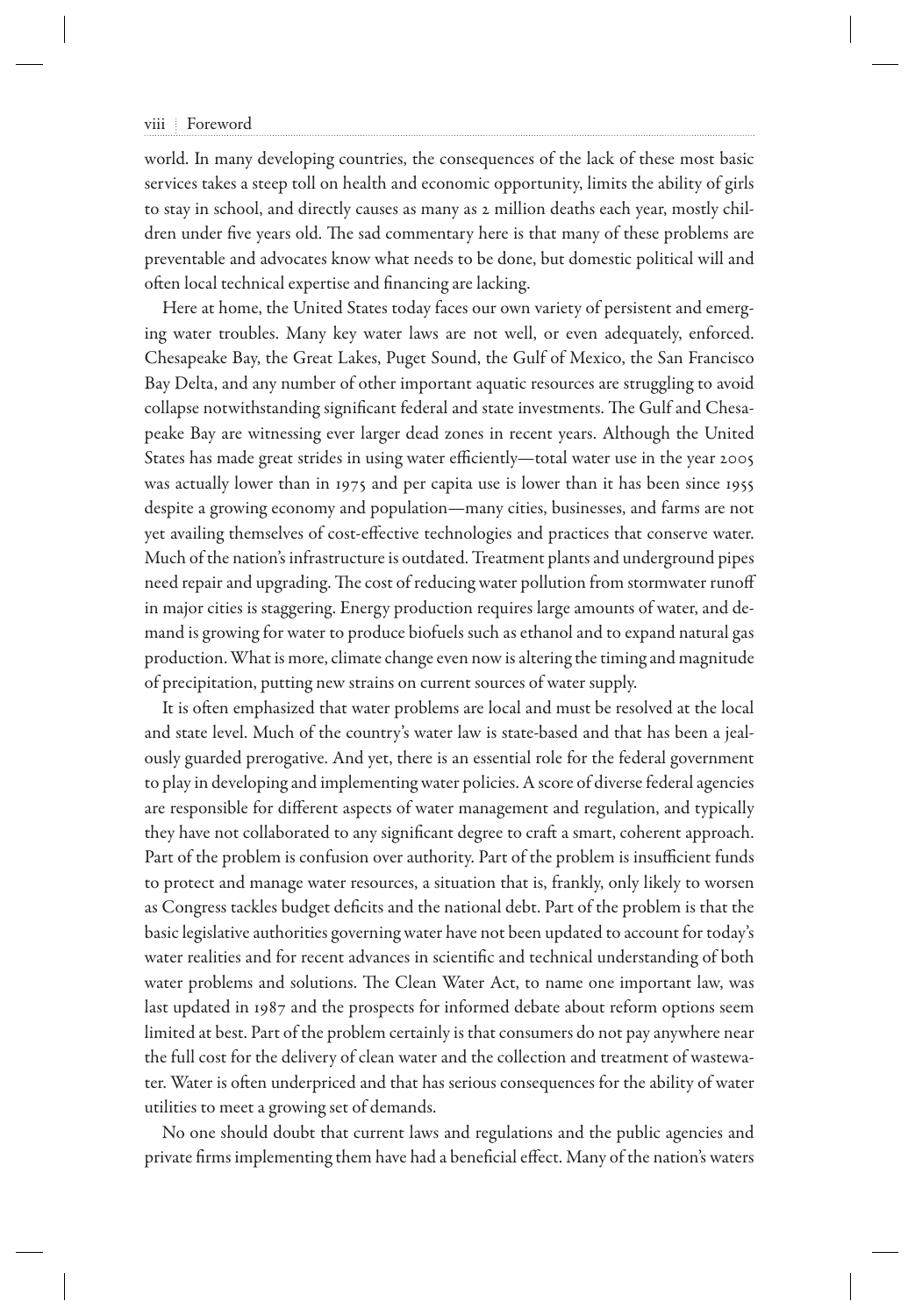world. In many developing countries, the consequences of the lack of these most basic services takes a steep toll on health and economic opportunity, limits the ability of girls to stay in school, and directly causes as many as 2 million deaths each year, mostly children under five years old. The sad commentary here is that many of these problems are preventable and advocates know what needs to be done, but domestic political will and often local technical expertise and financing are lacking.

Here at home, the United States today faces our own variety of persistent and emerging water troubles. Many key water laws are not well, or even adequately, enforced. Chesapeake Bay, the Great Lakes, Puget Sound, the Gulf of Mexico, the San Francisco Bay Delta, and any number of other important aquatic resources are struggling to avoid collapse notwithstanding significant federal and state investments. The Gulf and Chesapeake Bay are witnessing ever larger dead zones in recent years. Although the United States has made great strides in using water efficiently—total water use in the year 2005 was actually lower than in 1975 and per capita use is lower than it has been since 1955 despite a growing economy and population—many cities, businesses, and farms are not yet availing themselves of cost-effective technologies and practices that conserve water. Much of the nation's infrastructure is outdated. Treatment plants and underground pipes need repair and upgrading. The cost of reducing water pollution from stormwater runoff in major cities is staggering. Energy production requires large amounts of water, and demand is growing for water to produce biofuels such as ethanol and to expand natural gas production. What is more, climate change even now is altering the timing and magnitude of precipitation, putting new strains on current sources of water supply.

It is often emphasized that water problems are local and must be resolved at the local and state level. Much of the country's water law is state-based and that has been a jealously guarded prerogative. And yet, there is an essential role for the federal government to play in developing and implementing water policies. A score of diverse federal agencies are responsible for different aspects of water management and regulation, and typically they have not collaborated to any significant degree to craft a smart, coherent approach. Part of the problem is confusion over authority. Part of the problem is insufficient funds to protect and manage water resources, a situation that is, frankly, only likely to worsen as Congress tackles budget deficits and the national debt. Part of the problem is that the basic legislative authorities governing water have not been updated to account for today's water realities and for recent advances in scientific and technical understanding of both water problems and solutions. The Clean Water Act, to name one important law, was last updated in 1987 and the prospects for informed debate about reform options seem limited at best. Part of the problem certainly is that consumers do not pay anywhere near the full cost for the delivery of clean water and the collection and treatment of wastewater. Water is often underpriced and that has serious consequences for the ability of water utilities to meet a growing set of demands.

No one should doubt that current laws and regulations and the public agencies and private firms implementing them have had a beneficial effect. Many of the nation's waters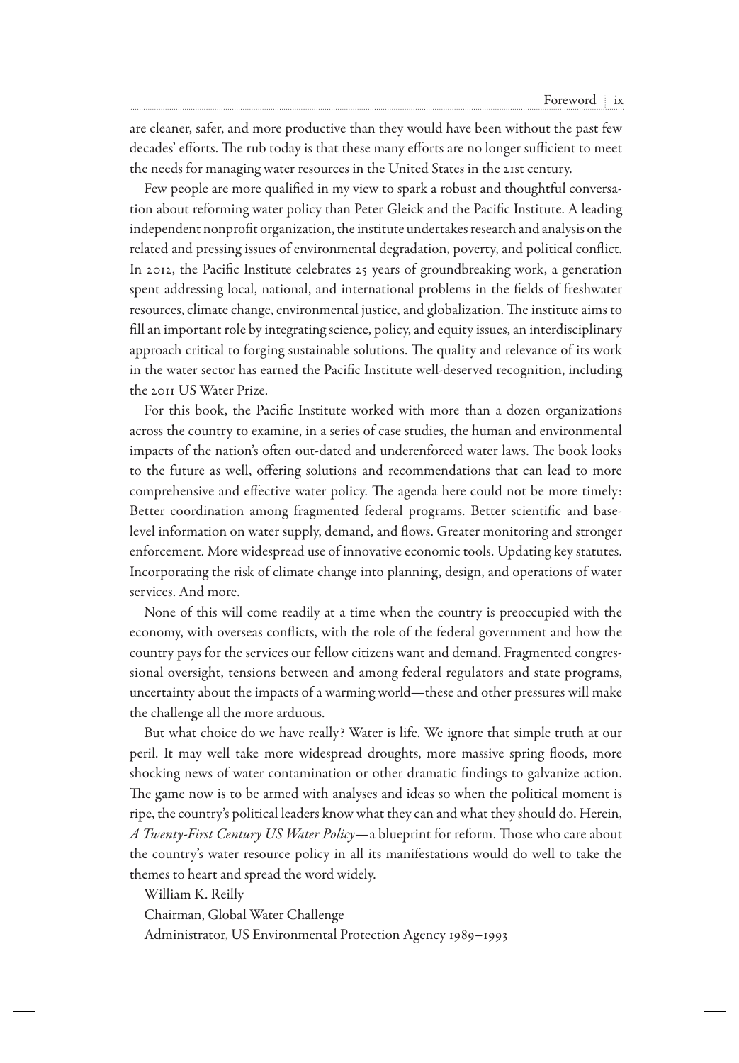are cleaner, safer, and more productive than they would have been without the past few decades' efforts. The rub today is that these many efforts are no longer sufficient to meet the needs for managing water resources in the United States in the 21st century.

Few people are more qualified in my view to spark a robust and thoughtful conversation about reforming water policy than Peter Gleick and the Pacific Institute. A leading independent nonprofit organization, the institute undertakes research and analysis on the related and pressing issues of environmental degradation, poverty, and political conflict. In 2012, the Pacific Institute celebrates 25 years of groundbreaking work, a generation spent addressing local, national, and international problems in the fields of freshwater resources, climate change, environmental justice, and globalization. The institute aims to fill an important role by integrating science, policy, and equity issues, an interdisciplinary approach critical to forging sustainable solutions. The quality and relevance of its work in the water sector has earned the Pacific Institute well-deserved recognition, including the 2011 US Water Prize.

For this book, the Pacific Institute worked with more than a dozen organizations across the country to examine, in a series of case studies, the human and environmental impacts of the nation's often out-dated and underenforced water laws. The book looks to the future as well, offering solutions and recommendations that can lead to more comprehensive and effective water policy. The agenda here could not be more timely: Better coordination among fragmented federal programs. Better scientific and base-level information on water supply, demand, and flows. Greater monitoring and stronger enforcement. More widespread use of innovative economic tools. Updating key statutes. Incorporating the risk of climate change into planning, design, and operations of water services. And more.

None of this will come readily at a time when the country is preoccupied with the economy, with overseas conflicts, with the role of the federal government and how the country pays for the services our fellow citizens want and demand. Fragmented congressional oversight, tensions between and among federal regulators and state programs, uncertainty about the impacts of a warming world—these and other pressures will make the challenge all the more arduous.

But what choice do we have really? Water is life. We ignore that simple truth at our peril. It may well take more widespread droughts, more massive spring floods, more shocking news of water contamination or other dramatic findings to galvanize action. The game now is to be armed with analyses and ideas so when the political moment is ripe, the country's political leaders know what they can and what they should do. Herein, *A Twenty-First Century US Water Policy*—a blueprint for reform. Those who care about the country's water resource policy in all its manifestations would do well to take the themes to heart and spread the word widely.

William K. Reilly

Chairman, Global Water Challenge

Administrator, US Environmental Protection Agency 1989–1993